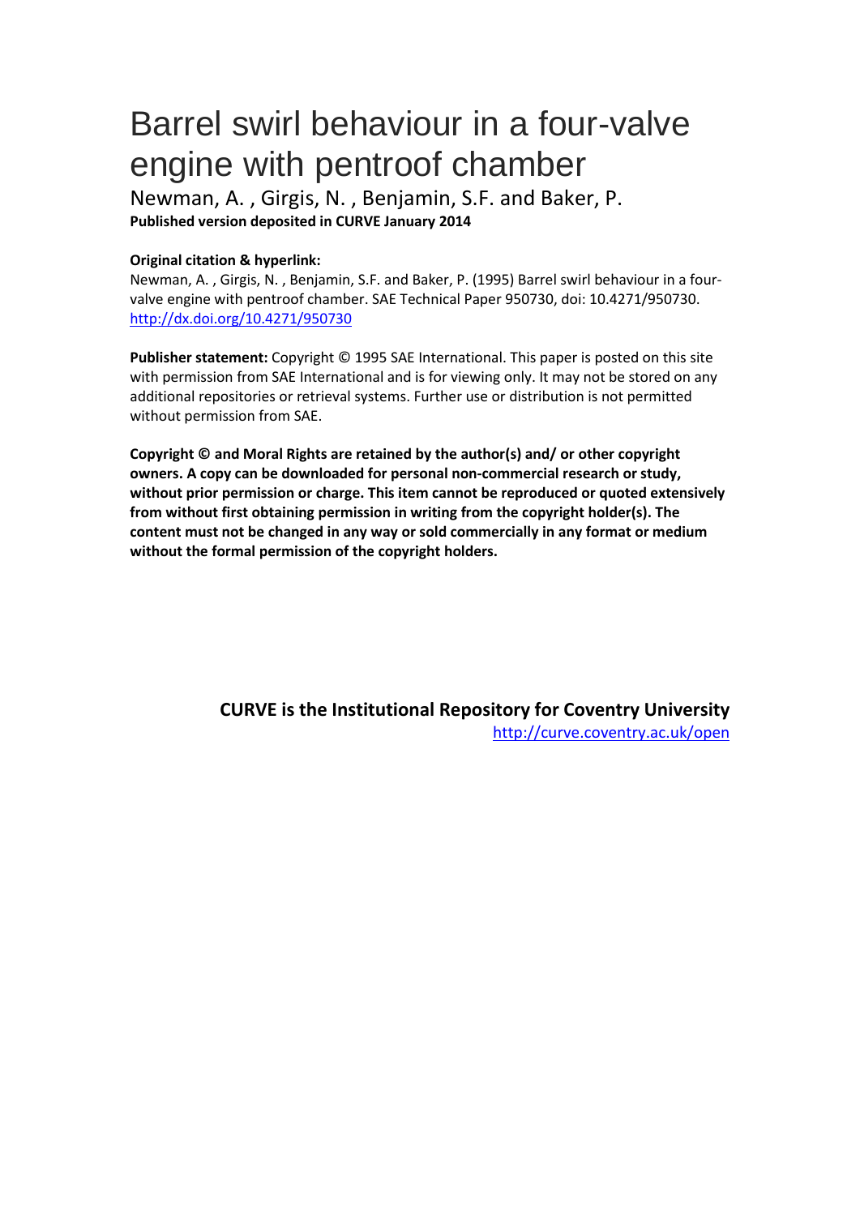# Barrel swirl behaviour in a four-valve engine with pentroof chamber

Newman, A. , Girgis, N. , Benjamin, S.F. and Baker, P.

**Published version deposited in CURVE January 2014**

**Original citation & hyperlink:**

Newman, A. , Girgis, N. , Benjamin, S.F. and Baker, P. (1995) Barrel swirl behaviour in a four-valve engine with pentroof chamber. SAE Technical Paper 950730, doi: 10.4271/950730.
http://dx.doi.org/10.4271/950730

**Publisher statement:** Copyright © 1995 SAE International. This paper is posted on this site with permission from SAE International and is for viewing only. It may not be stored on any additional repositories or retrieval systems. Further use or distribution is not permitted without permission from SAE.

**Copyright © and Moral Rights are retained by the author(s) and/ or other copyright owners. A copy can be downloaded for personal non-commercial research or study, without prior permission or charge. This item cannot be reproduced or quoted extensively from without first obtaining permission in writing from the copyright holder(s). The content must not be changed in any way or sold commercially in any format or medium without the formal permission of the copyright holders.**

**CURVE is the Institutional Repository for Coventry University**
http://curve.coventry.ac.uk/open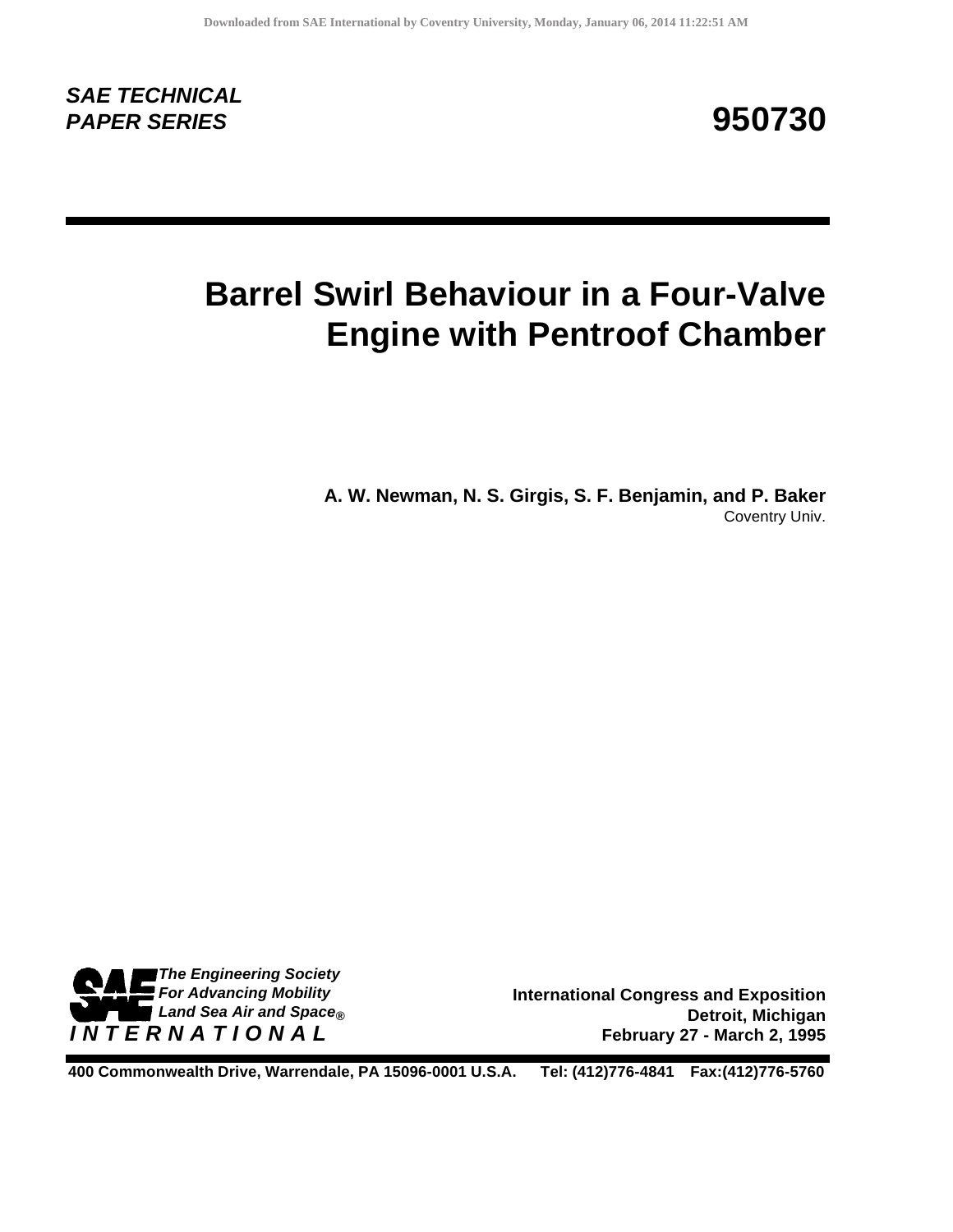**SAE TECHNICAL PAPER SERIES**

**950730**

# Barrel Swirl Behaviour in a Four-Valve Engine with Pentroof Chamber

**A. W. Newman, N. S. Girgis, S. F. Benjamin, and P. Baker**
Coventry Univ.

*The Engineering Society For Advancing Mobility Land Sea Air and Space®*
*INTERNATIONAL*

**International Congress and Exposition**
**Detroit, Michigan**
**February 27 - March 2, 1995**

**400 Commonwealth Drive, Warrendale, PA 15096-0001 U.S.A. Tel: (412)776-4841 Fax:(412)776-5760**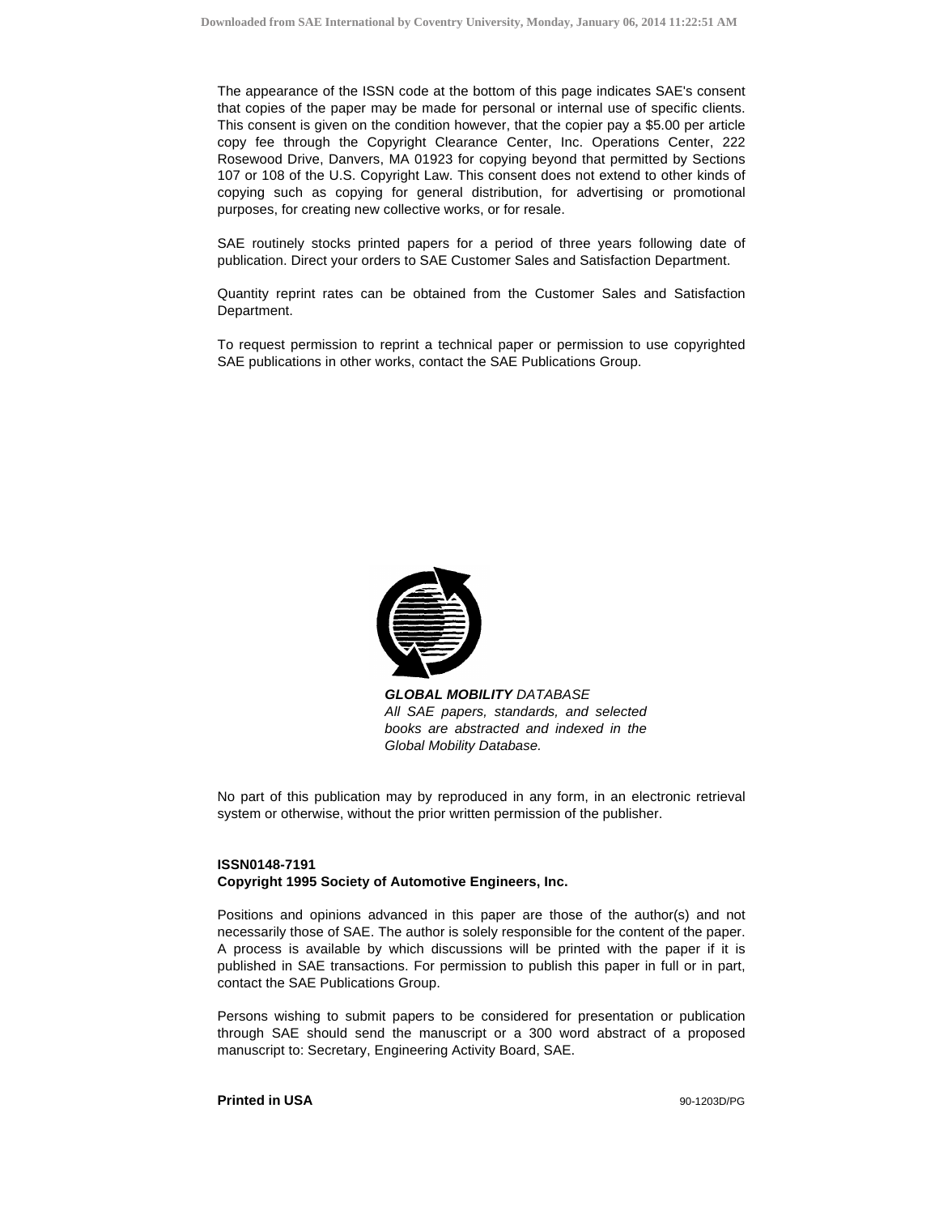The appearance of the ISSN code at the bottom of this page indicates SAE's consent that copies of the paper may be made for personal or internal use of specific clients. This consent is given on the condition however, that the copier pay a $5.00 per article copy fee through the Copyright Clearance Center, Inc. Operations Center, 222 Rosewood Drive, Danvers, MA 01923 for copying beyond that permitted by Sections 107 or 108 of the U.S. Copyright Law. This consent does not extend to other kinds of copying such as copying for general distribution, for advertising or promotional purposes, for creating new collective works, or for resale.

SAE routinely stocks printed papers for a period of three years following date of publication. Direct your orders to SAE Customer Sales and Satisfaction Department.

Quantity reprint rates can be obtained from the Customer Sales and Satisfaction Department.

To request permission to reprint a technical paper or permission to use copyrighted SAE publications in other works, contact the SAE Publications Group.

***GLOBAL MOBILITY*** *DATABASE*
*All SAE papers, standards, and selected books are abstracted and indexed in the Global Mobility Database.*

No part of this publication may by reproduced in any form, in an electronic retrieval system or otherwise, without the prior written permission of the publisher.

**ISSN0148-7191**
**Copyright 1995 Society of Automotive Engineers, Inc.**

Positions and opinions advanced in this paper are those of the author(s) and not necessarily those of SAE. The author is solely responsible for the content of the paper. A process is available by which discussions will be printed with the paper if it is published in SAE transactions. For permission to publish this paper in full or in part, contact the SAE Publications Group.

Persons wishing to submit papers to be considered for presentation or publication through SAE should send the manuscript or a 300 word abstract of a proposed manuscript to: Secretary, Engineering Activity Board, SAE.

**Printed in USA** 90-1203D/PG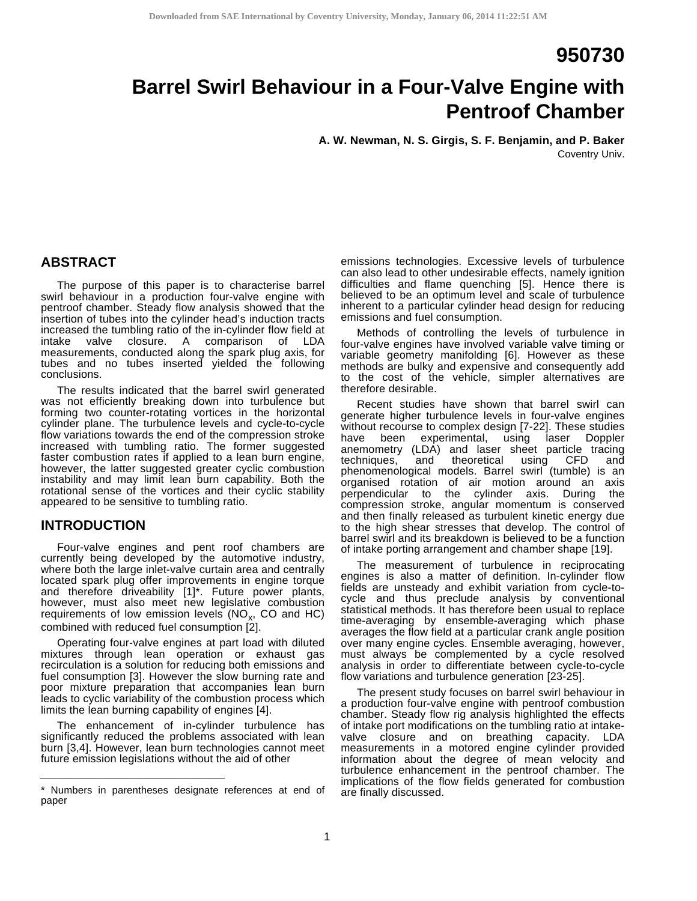# 950730

# Barrel Swirl Behaviour in a Four-Valve Engine with Pentroof Chamber

**A. W. Newman, N. S. Girgis, S. F. Benjamin, and P. Baker**
Coventry Univ.

## ABSTRACT

The purpose of this paper is to characterise barrel swirl behaviour in a production four-valve engine with pentroof chamber. Steady flow analysis showed that the insertion of tubes into the cylinder head's induction tracts increased the tumbling ratio of the in-cylinder flow field at intake valve closure. A comparison of LDA measurements, conducted along the spark plug axis, for tubes and no tubes inserted yielded the following conclusions.

The results indicated that the barrel swirl generated was not efficiently breaking down into turbulence but forming two counter-rotating vortices in the horizontal cylinder plane. The turbulence levels and cycle-to-cycle flow variations towards the end of the compression stroke increased with tumbling ratio. The former suggested faster combustion rates if applied to a lean burn engine, however, the latter suggested greater cyclic combustion instability and may limit lean burn capability. Both the rotational sense of the vortices and their cyclic stability appeared to be sensitive to tumbling ratio.

## INTRODUCTION

Four-valve engines and pent roof chambers are currently being developed by the automotive industry, where both the large inlet-valve curtain area and centrally located spark plug offer improvements in engine torque and therefore driveability [1]*. Future power plants, however, must also meet new legislative combustion requirements of low emission levels ($NO_x$, CO and HC) combined with reduced fuel consumption [2].

Operating four-valve engines at part load with diluted mixtures through lean operation or exhaust gas recirculation is a solution for reducing both emissions and fuel consumption [3]. However the slow burning rate and poor mixture preparation that accompanies lean burn leads to cyclic variability of the combustion process which limits the lean burning capability of engines [4].

The enhancement of in-cylinder turbulence has significantly reduced the problems associated with lean burn [3,4]. However, lean burn technologies cannot meet future emission legislations without the aid of other emissions technologies. Excessive levels of turbulence can also lead to other undesirable effects, namely ignition difficulties and flame quenching [5]. Hence there is believed to be an optimum level and scale of turbulence inherent to a particular cylinder head design for reducing emissions and fuel consumption.

Methods of controlling the levels of turbulence in four-valve engines have involved variable valve timing or variable geometry manifolding [6]. However as these methods are bulky and expensive and consequently add to the cost of the vehicle, simpler alternatives are therefore desirable.

Recent studies have shown that barrel swirl can generate higher turbulence levels in four-valve engines without recourse to complex design [7-22]. These studies have been experimental, using laser Doppler anemometry (LDA) and laser sheet particle tracing techniques, and theoretical using CFD and phenomenological models. Barrel swirl (tumble) is an organised rotation of air motion around an axis perpendicular to the cylinder axis. During the compression stroke, angular momentum is conserved and then finally released as turbulent kinetic energy due to the high shear stresses that develop. The control of barrel swirl and its breakdown is believed to be a function of intake porting arrangement and chamber shape [19].

The measurement of turbulence in reciprocating engines is also a matter of definition. In-cylinder flow fields are unsteady and exhibit variation from cycle-to-cycle and thus preclude analysis by conventional statistical methods. It has therefore been usual to replace time-averaging by ensemble-averaging which phase averages the flow field at a particular crank angle position over many engine cycles. Ensemble averaging, however, must always be complemented by a cycle resolved analysis in order to differentiate between cycle-to-cycle flow variations and turbulence generation [23-25].

The present study focuses on barrel swirl behaviour in a production four-valve engine with pentroof combustion chamber. Steady flow rig analysis highlighted the effects of intake port modifications on the tumbling ratio at intake-valve closure and on breathing capacity. LDA measurements in a motored engine cylinder provided information about the degree of mean velocity and turbulence enhancement in the pentroof chamber. The implications of the flow fields generated for combustion are finally discussed.

* Numbers in parentheses designate references at end of paper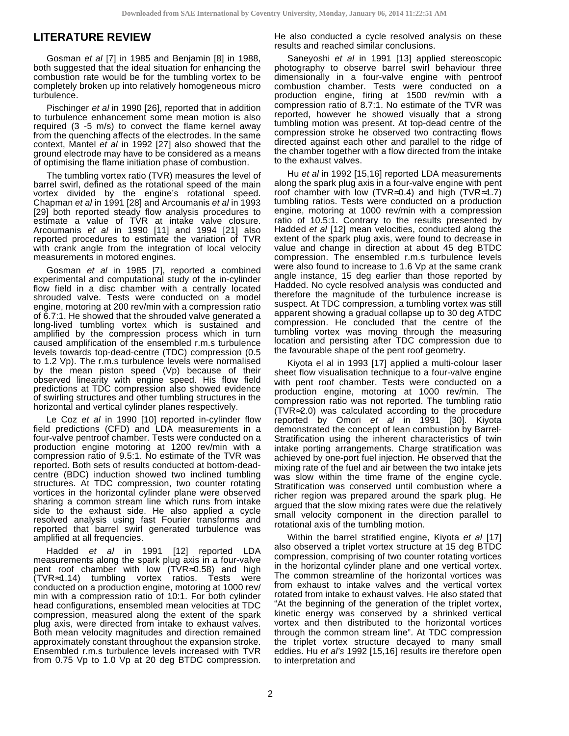## LITERATURE REVIEW

Gosman *et al* [7] in 1985 and Benjamin [8] in 1988, both suggested that the ideal situation for enhancing the combustion rate would be for the tumbling vortex to be completely broken up into relatively homogeneous micro turbulence.

Pischinger *et al* in 1990 [26], reported that in addition to turbulence enhancement some mean motion is also required (3 -5 m/s) to convect the flame kernel away from the quenching affects of the electrodes. In the same context, Mantel *et al* in 1992 [27] also showed that the ground electrode may have to be considered as a means of optimising the flame initiation phase of combustion.

The tumbling vortex ratio (TVR) measures the level of barrel swirl, defined as the rotational speed of the main vortex divided by the engine's rotational speed. Chapman *et al* in 1991 [28] and Arcoumanis *et al* in 1993 [29] both reported steady flow analysis procedures to estimate a value of TVR at intake valve closure. Arcoumanis *et al* in 1990 [11] and 1994 [21] also reported procedures to estimate the variation of TVR with crank angle from the integration of local velocity measurements in motored engines.

Gosman *et al* in 1985 [7], reported a combined experimental and computational study of the in-cylinder flow field in a disc chamber with a centrally located shrouded valve. Tests were conducted on a model engine, motoring at 200 rev/min with a compression ratio of 6.7:1. He showed that the shrouded valve generated a long-lived tumbling vortex which is sustained and amplified by the compression process which in turn caused amplification of the ensembled r.m.s turbulence levels towards top-dead-centre (TDC) compression (0.5 to 1.2 Vp). The r.m.s turbulence levels were normalised by the mean piston speed (Vp) because of their observed linearity with engine speed. His flow field predictions at TDC compression also showed evidence of swirling structures and other tumbling structures in the horizontal and vertical cylinder planes respectively.

Le Coz *et al* in 1990 [10] reported in-cylinder flow field predictions (CFD) and LDA measurements in a four-valve pentroof chamber. Tests were conducted on a production engine motoring at 1200 rev/min with a compression ratio of 9.5:1. No estimate of the TVR was reported. Both sets of results conducted at bottom-dead-centre (BDC) induction showed two inclined tumbling structures. At TDC compression, two counter rotating vortices in the horizontal cylinder plane were observed sharing a common stream line which runs from intake side to the exhaust side. He also applied a cycle resolved analysis using fast Fourier transforms and reported that barrel swirl generated turbulence was amplified at all frequencies.

Hadded *et al* in 1991 [12] reported LDA measurements along the spark plug axis in a four-valve pent roof chamber with low (TVR≈0.58) and high (TVR≈1.14) tumbling vortex ratios. Tests were conducted on a production engine, motoring at 1000 rev/min with a compression ratio of 10:1. For both cylinder head configurations, ensembled mean velocities at TDC compression, measured along the extent of the spark plug axis, were directed from intake to exhaust valves. Both mean velocity magnitudes and direction remained approximately constant throughout the expansion stroke. Ensembled r.m.s turbulence levels increased with TVR from 0.75 Vp to 1.0 Vp at 20 deg BTDC compression. He also conducted a cycle resolved analysis on these results and reached similar conclusions.

Saneyoshi *et al* in 1991 [13] applied stereoscopic photography to observe barrel swirl behaviour three dimensionally in a four-valve engine with pentroof combustion chamber. Tests were conducted on a production engine, firing at 1500 rev/min with a compression ratio of 8.7:1. No estimate of the TVR was reported, however he showed visually that a strong tumbling motion was present. At top-dead centre of the compression stroke he observed two contracting flows directed against each other and parallel to the ridge of the chamber together with a flow directed from the intake to the exhaust valves.

Hu *et al* in 1992 [15,16] reported LDA measurements along the spark plug axis in a four-valve engine with pent roof chamber with low (TVR≈0.4) and high (TVR≈1.7) tumbling ratios. Tests were conducted on a production engine, motoring at 1000 rev/min with a compression ratio of 10.5:1. Contrary to the results presented by Hadded *et al* [12] mean velocities, conducted along the extent of the spark plug axis, were found to decrease in value and change in direction at about 45 deg BTDC compression. The ensembled r.m.s turbulence levels were also found to increase to 1.6 Vp at the same crank angle instance, 15 deg earlier than those reported by Hadded. No cycle resolved analysis was conducted and therefore the magnitude of the turbulence increase is suspect. At TDC compression, a tumbling vortex was still apparent showing a gradual collapse up to 30 deg ATDC compression. He concluded that the centre of the tumbling vortex was moving through the measuring location and persisting after TDC compression due to the favourable shape of the pent roof geometry.

Kiyota el al in 1993 [17] applied a multi-colour laser sheet flow visualisation technique to a four-valve engine with pent roof chamber. Tests were conducted on a production engine, motoring at 1000 rev/min. The compression ratio was not reported. The tumbling ratio (TVR≈2.0) was calculated according to the procedure reported by Omori *et al* in 1991 [30]. Kiyota demonstrated the concept of lean combustion by Barrel-Stratification using the inherent characteristics of twin intake porting arrangements. Charge stratification was achieved by one-port fuel injection. He observed that the mixing rate of the fuel and air between the two intake jets was slow within the time frame of the engine cycle. Stratification was conserved until combustion where a richer region was prepared around the spark plug. He argued that the slow mixing rates were due the relatively small velocity component in the direction parallel to rotational axis of the tumbling motion.

Within the barrel stratified engine, Kiyota *et al* [17] also observed a triplet vortex structure at 15 deg BTDC compression, comprising of two counter rotating vortices in the horizontal cylinder plane and one vertical vortex. The common streamline of the horizontal vortices was from exhaust to intake valves and the vertical vortex rotated from intake to exhaust valves. He also stated that "At the beginning of the generation of the triplet vortex, kinetic energy was conserved by a shrinked vertical vortex and then distributed to the horizontal vortices through the common stream line". At TDC compression the triplet vortex structure decayed to many small eddies. Hu *et al's* 1992 [15,16] results ire therefore open to interpretation and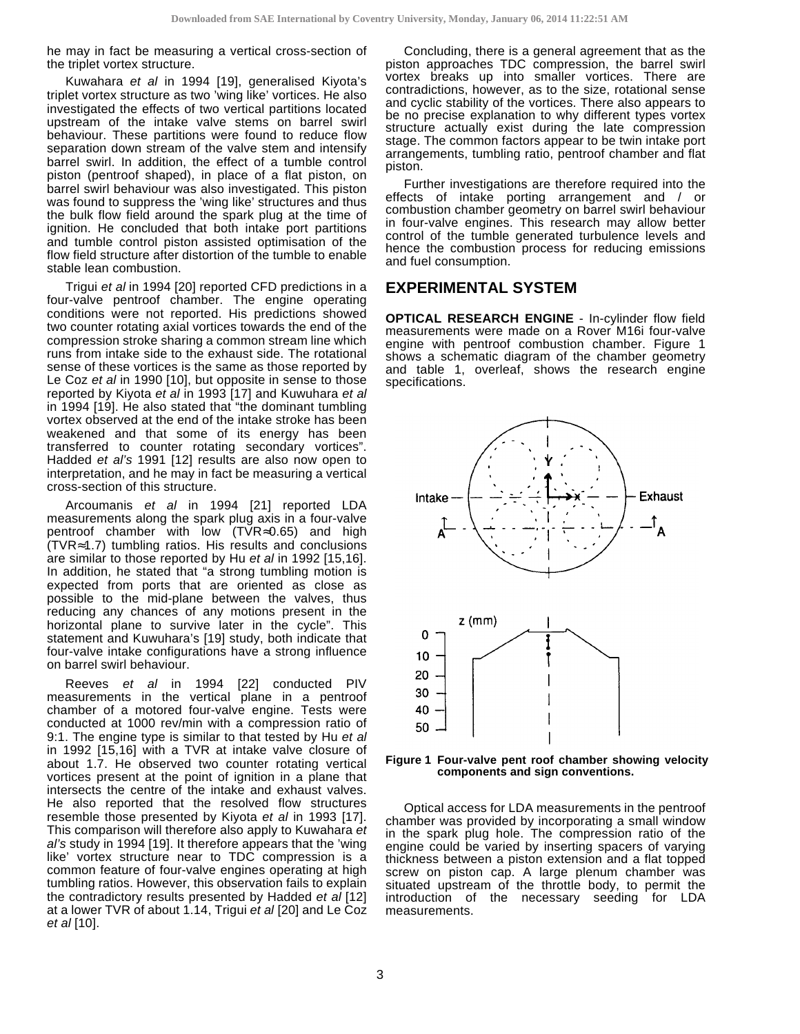he may in fact be measuring a vertical cross-section of the triplet vortex structure.

Kuwahara *et al* in 1994 [19], generalised Kiyota's triplet vortex structure as two 'wing like' vortices. He also investigated the effects of two vertical partitions located upstream of the intake valve stems on barrel swirl behaviour. These partitions were found to reduce flow separation down stream of the valve stem and intensify barrel swirl. In addition, the effect of a tumble control piston (pentroof shaped), in place of a flat piston, on barrel swirl behaviour was also investigated. This piston was found to suppress the 'wing like' structures and thus the bulk flow field around the spark plug at the time of ignition. He concluded that both intake port partitions and tumble control piston assisted optimisation of the flow field structure after distortion of the tumble to enable stable lean combustion.

Trigui *et al* in 1994 [20] reported CFD predictions in a four-valve pentroof chamber. The engine operating conditions were not reported. His predictions showed two counter rotating axial vortices towards the end of the compression stroke sharing a common stream line which runs from intake side to the exhaust side. The rotational sense of these vortices is the same as those reported by Le Coz *et al* in 1990 [10], but opposite in sense to those reported by Kiyota *et al* in 1993 [17] and Kuwuhara *et al* in 1994 [19]. He also stated that "the dominant tumbling vortex observed at the end of the intake stroke has been weakened and that some of its energy has been transferred to counter rotating secondary vortices". Hadded *et al's* 1991 [12] results are also now open to interpretation, and he may in fact be measuring a vertical cross-section of this structure.

Arcoumanis *et al* in 1994 [21] reported LDA measurements along the spark plug axis in a four-valve pentroof chamber with low (TVR≈0.65) and high (TVR≈1.7) tumbling ratios. His results and conclusions are similar to those reported by Hu *et al* in 1992 [15,16]. In addition, he stated that "a strong tumbling motion is expected from ports that are oriented as close as possible to the mid-plane between the valves, thus reducing any chances of any motions present in the horizontal plane to survive later in the cycle". This statement and Kuwuhara's [19] study, both indicate that four-valve intake configurations have a strong influence on barrel swirl behaviour.

Reeves *et al* in 1994 [22] conducted PIV measurements in the vertical plane in a pentroof chamber of a motored four-valve engine. Tests were conducted at 1000 rev/min with a compression ratio of 9:1. The engine type is similar to that tested by Hu *et al* in 1992 [15,16] with a TVR at intake valve closure of about 1.7. He observed two counter rotating vertical vortices present at the point of ignition in a plane that intersects the centre of the intake and exhaust valves. He also reported that the resolved flow structures resemble those presented by Kiyota *et al* in 1993 [17]. This comparison will therefore also apply to Kuwahara *et al's* study in 1994 [19]. It therefore appears that the 'wing like' vortex structure near to TDC compression is a common feature of four-valve engines operating at high tumbling ratios. However, this observation fails to explain the contradictory results presented by Hadded *et al* [12] at a lower TVR of about 1.14, Trigui *et al* [20] and Le Coz *et al* [10].

Concluding, there is a general agreement that as the piston approaches TDC compression, the barrel swirl vortex breaks up into smaller vortices. There are contradictions, however, as to the size, rotational sense and cyclic stability of the vortices. There also appears to be no precise explanation to why different types vortex structure actually exist during the late compression stage. The common factors appear to be twin intake port arrangements, tumbling ratio, pentroof chamber and flat piston.

Further investigations are therefore required into the effects of intake porting arrangement and / or combustion chamber geometry on barrel swirl behaviour in four-valve engines. This research may allow better control of the tumble generated turbulence levels and hence the combustion process for reducing emissions and fuel consumption.

## EXPERIMENTAL SYSTEM

**OPTICAL RESEARCH ENGINE** - In-cylinder flow field measurements were made on a Rover M16i four-valve engine with pentroof combustion chamber. Figure 1 shows a schematic diagram of the chamber geometry and table 1, overleaf, shows the research engine specifications.

**Figure 1 Four-valve pent roof chamber showing velocity components and sign conventions.**

Optical access for LDA measurements in the pentroof chamber was provided by incorporating a small window in the spark plug hole. The compression ratio of the engine could be varied by inserting spacers of varying thickness between a piston extension and a flat topped screw on piston cap. A large plenum chamber was situated upstream of the throttle body, to permit the introduction of the necessary seeding for LDA measurements.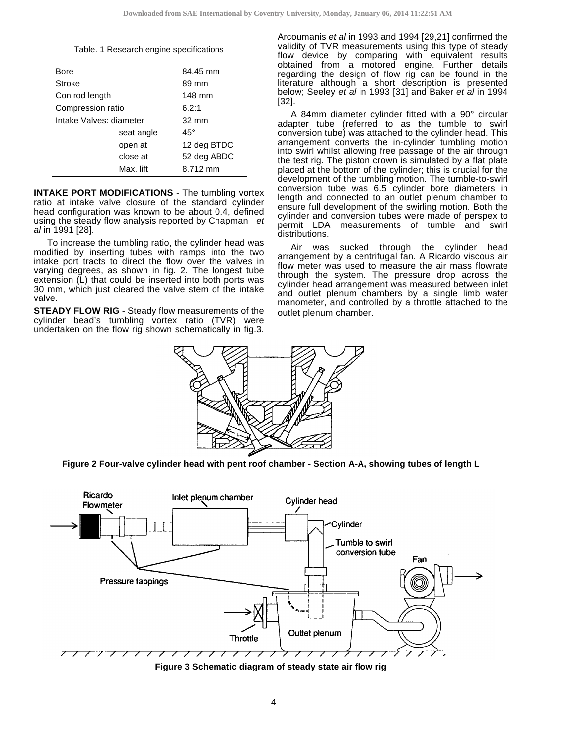Table. 1 Research engine specifications

| | | |
|---|---|---|
| Bore | | 84.45 mm |
| Stroke | | 89 mm |
| Con rod length | | 148 mm |
| Compression ratio | | 6.2:1 |
| Intake Valves: diameter | | 32 mm |
| | seat angle | 45° |
| | open at | 12 deg BTDC |
| | close at | 52 deg ABDC |
| | Max. lift | 8.712 mm |

**INTAKE PORT MODIFICATIONS** - The tumbling vortex ratio at intake valve closure of the standard cylinder head configuration was known to be about 0.4, defined using the steady flow analysis reported by Chapman *et al* in 1991 [28].

To increase the tumbling ratio, the cylinder head was modified by inserting tubes with ramps into the two intake port tracts to direct the flow over the valves in varying degrees, as shown in fig. 2. The longest tube extension (L) that could be inserted into both ports was 30 mm, which just cleared the valve stem of the intake valve.

**STEADY FLOW RIG** - Steady flow measurements of the cylinder bead's tumbling vortex ratio (TVR) were undertaken on the flow rig shown schematically in fig.3. Arcoumanis *et al* in 1993 and 1994 [29,21] confirmed the validity of TVR measurements using this type of steady flow device by comparing with equivalent results obtained from a motored engine. Further details regarding the design of flow rig can be found in the literature although a short description is presented below; Seeley *et al* in 1993 [31] and Baker *et al* in 1994 [32].

A 84mm diameter cylinder fitted with a 90° circular adapter tube (referred to as the tumble to swirl conversion tube) was attached to the cylinder head. This arrangement converts the in-cylinder tumbling motion into swirl whilst allowing free passage of the air through the test rig. The piston crown is simulated by a flat plate placed at the bottom of the cylinder; this is crucial for the development of the tumbling motion. The tumble-to-swirl conversion tube was 6.5 cylinder bore diameters in length and connected to an outlet plenum chamber to ensure full development of the swirling motion. Both the cylinder and conversion tubes were made of perspex to permit LDA measurements of tumble and swirl distributions.

Air was sucked through the cylinder head arrangement by a centrifugal fan. A Ricardo viscous air flow meter was used to measure the air mass flowrate through the system. The pressure drop across the cylinder head arrangement was measured between inlet and outlet plenum chambers by a single limb water manometer, and controlled by a throttle attached to the outlet plenum chamber.

**Figure 2 Four-valve cylinder head with pent roof chamber - Section A-A, showing tubes of length L**

**Figure 3 Schematic diagram of steady state air flow rig**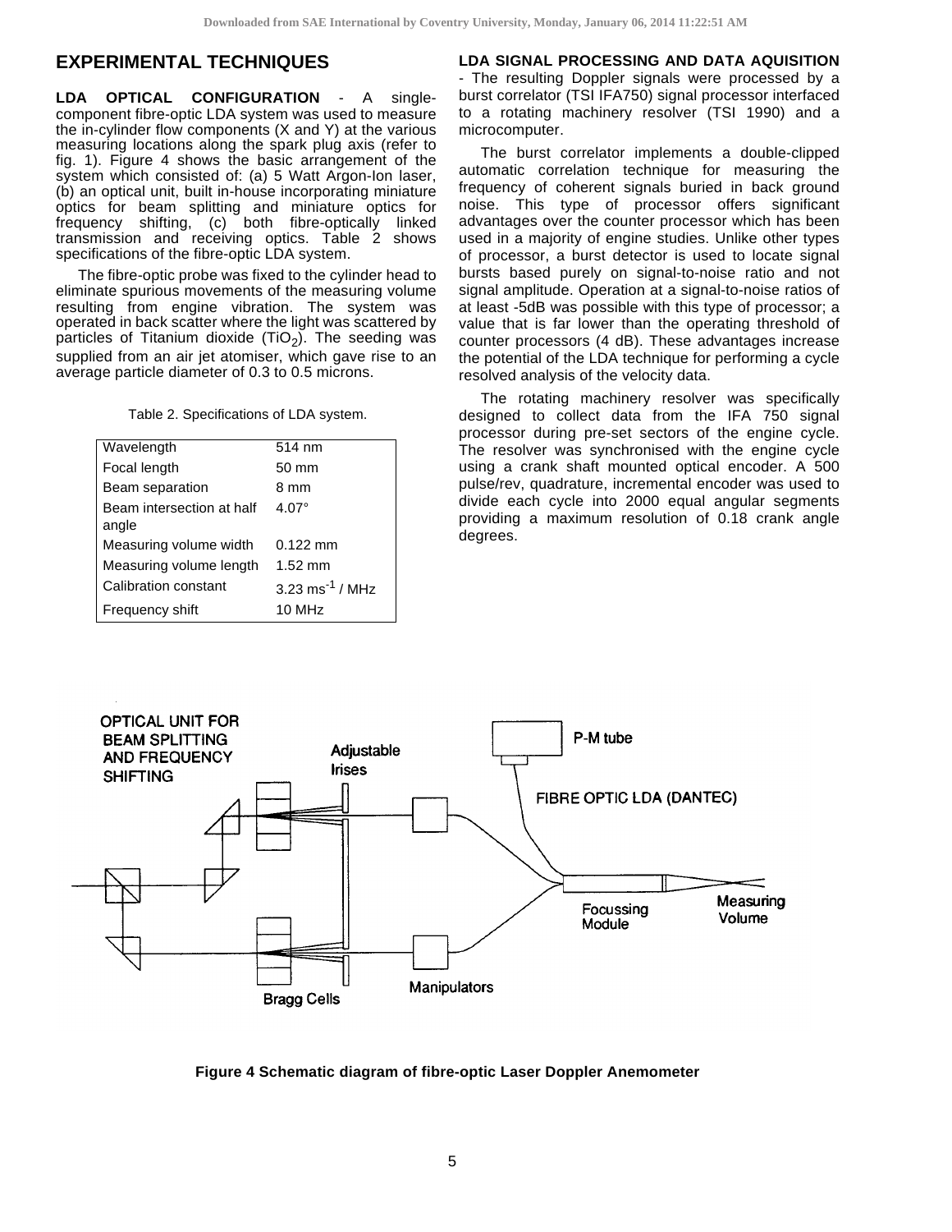## EXPERIMENTAL TECHNIQUES

**LDA OPTICAL CONFIGURATION** - A single-component fibre-optic LDA system was used to measure the in-cylinder flow components (X and Y) at the various measuring locations along the spark plug axis (refer to fig. 1). Figure 4 shows the basic arrangement of the system which consisted of: (a) 5 Watt Argon-Ion laser, (b) an optical unit, built in-house incorporating miniature optics for beam splitting and miniature optics for frequency shifting, (c) both fibre-optically linked transmission and receiving optics. Table 2 shows specifications of the fibre-optic LDA system.

The fibre-optic probe was fixed to the cylinder head to eliminate spurious movements of the measuring volume resulting from engine vibration. The system was operated in back scatter where the light was scattered by particles of Titanium dioxide ($TiO_2$). The seeding was supplied from an air jet atomiser, which gave rise to an average particle diameter of 0.3 to 0.5 microns.

Table 2. Specifications of LDA system.

| | |
|---|---|
| Wavelength | 514 nm |
| Focal length | 50 mm |
| Beam separation | 8 mm |
| Beam intersection at half angle | 4.07° |
| Measuring volume width | 0.122 mm |
| Measuring volume length | 1.52 mm |
| Calibration constant | 3.23 $ms^{-1}$ / MHz |
| Frequency shift | 10 MHz |

**LDA SIGNAL PROCESSING AND DATA AQUISITION** - The resulting Doppler signals were processed by a burst correlator (TSI IFA750) signal processor interfaced to a rotating machinery resolver (TSI 1990) and a microcomputer.

The burst correlator implements a double-clipped automatic correlation technique for measuring the frequency of coherent signals buried in back ground noise. This type of processor offers significant advantages over the counter processor which has been used in a majority of engine studies. Unlike other types of processor, a burst detector is used to locate signal bursts based purely on signal-to-noise ratio and not signal amplitude. Operation at a signal-to-noise ratios of at least -5dB was possible with this type of processor; a value that is far lower than the operating threshold of counter processors (4 dB). These advantages increase the potential of the LDA technique for performing a cycle resolved analysis of the velocity data.

The rotating machinery resolver was specifically designed to collect data from the IFA 750 signal processor during pre-set sectors of the engine cycle. The resolver was synchronised with the engine cycle using a crank shaft mounted optical encoder. A 500 pulse/rev, quadrature, incremental encoder was used to divide each cycle into 2000 equal angular segments providing a maximum resolution of 0.18 crank angle degrees.

**Figure 4 Schematic diagram of fibre-optic Laser Doppler Anemometer**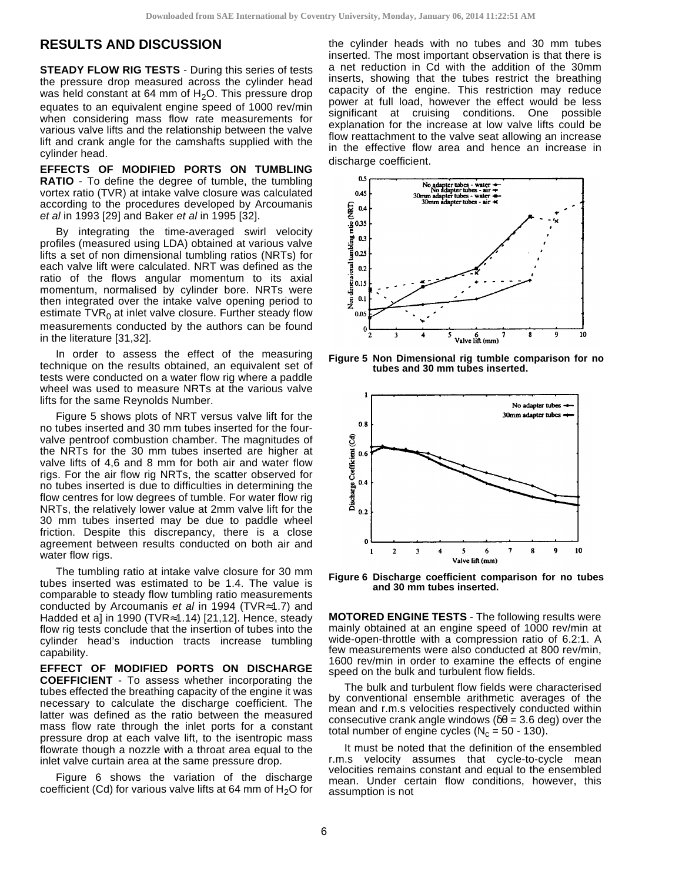## RESULTS AND DISCUSSION

**STEADY FLOW RIG TESTS** - During this series of tests the pressure drop measured across the cylinder head was held constant at 64 mm of $H_2O$. This pressure drop equates to an equivalent engine speed of 1000 rev/min when considering mass flow rate measurements for various valve lifts and the relationship between the valve lift and crank angle for the camshafts supplied with the cylinder head.

**EFFECTS OF MODIFIED PORTS ON TUMBLING RATIO** - To define the degree of tumble, the tumbling vortex ratio (TVR) at intake valve closure was calculated according to the procedures developed by Arcoumanis *et al* in 1993 [29] and Baker *et al* in 1995 [32].

By integrating the time-averaged swirl velocity profiles (measured using LDA) obtained at various valve lifts a set of non dimensional tumbling ratios (NRTs) for each valve lift were calculated. NRT was defined as the ratio of the flows angular momentum to its axial momentum, normalised by cylinder bore. NRTs were then integrated over the intake valve opening period to estimate $TVR_0$ at inlet valve closure. Further steady flow measurements conducted by the authors can be found in the literature [31,32].

In order to assess the effect of the measuring technique on the results obtained, an equivalent set of tests were conducted on a water flow rig where a paddle wheel was used to measure NRTs at the various valve lifts for the same Reynolds Number.

Figure 5 shows plots of NRT versus valve lift for the no tubes inserted and 30 mm tubes inserted for the four-valve pentroof combustion chamber. The magnitudes of the NRTs for the 30 mm tubes inserted are higher at valve lifts of 4,6 and 8 mm for both air and water flow rigs. For the air flow rig NRTs, the scatter observed for no tubes inserted is due to difficulties in determining the flow centres for low degrees of tumble. For water flow rig NRTs, the relatively lower value at 2mm valve lift for the 30 mm tubes inserted may be due to paddle wheel friction. Despite this discrepancy, there is a close agreement between results conducted on both air and water flow rigs.

The tumbling ratio at intake valve closure for 30 mm tubes inserted was estimated to be 1.4. The value is comparable to steady flow tumbling ratio measurements conducted by Arcoumanis *et al* in 1994 (TVR≈1.7) and Hadded et a] in 1990 (TVR≈1.14) [21,12]. Hence, steady flow rig tests conclude that the insertion of tubes into the cylinder head's induction tracts increase tumbling capability.

**EFFECT OF MODIFIED PORTS ON DISCHARGE COEFFICIENT** - To assess whether incorporating the tubes effected the breathing capacity of the engine it was necessary to calculate the discharge coefficient. The latter was defined as the ratio between the measured mass flow rate through the inlet ports for a constant pressure drop at each valve lift, to the isentropic mass flowrate though a nozzle with a throat area equal to the inlet valve curtain area at the same pressure drop.

Figure 6 shows the variation of the discharge coefficient (Cd) for various valve lifts at 64 mm of $H_2O$ for the cylinder heads with no tubes and 30 mm tubes inserted. The most important observation is that there is a net reduction in Cd with the addition of the 30mm inserts, showing that the tubes restrict the breathing capacity of the engine. This restriction may reduce power at full load, however the effect would be less significant at cruising conditions. One possible explanation for the increase at low valve lifts could be flow reattachment to the valve seat allowing an increase in the effective flow area and hence an increase in discharge coefficient.

**Figure 5 Non Dimensional rig tumble comparison for no tubes and 30 mm tubes inserted.**

**Figure 6 Discharge coefficient comparison for no tubes and 30 mm tubes inserted.**

**MOTORED ENGINE TESTS** - The following results were mainly obtained at an engine speed of 1000 rev/min at wide-open-throttle with a compression ratio of 6.2:1. A few measurements were also conducted at 800 rev/min, 1600 rev/min in order to examine the effects of engine speed on the bulk and turbulent flow fields.

The bulk and turbulent flow fields were characterised by conventional ensemble arithmetic averages of the mean and r.m.s velocities respectively conducted within consecutive crank angle windows ($\delta\theta$ = 3.6 deg) over the total number of engine cycles ($N_c$ = 50 - 130).

It must be noted that the definition of the ensembled r.m.s velocity assumes that cycle-to-cycle mean velocities remains constant and equal to the ensembled mean. Under certain flow conditions, however, this assumption is not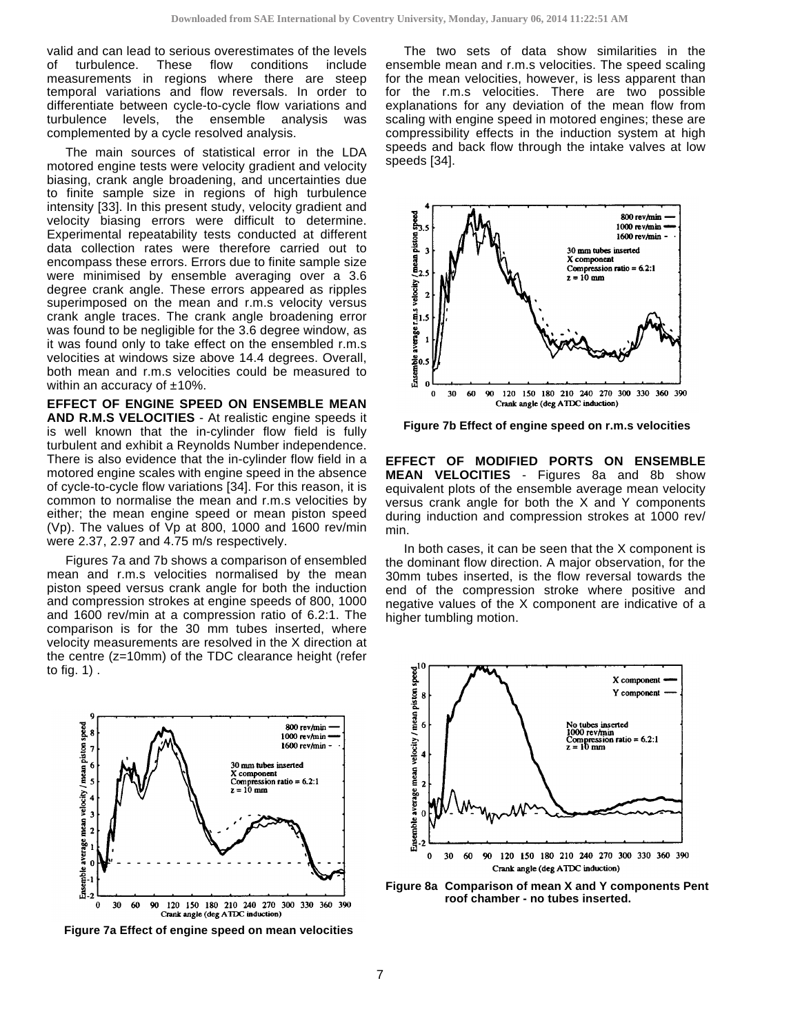valid and can lead to serious overestimates of the levels of turbulence. These flow conditions include measurements in regions where there are steep temporal variations and flow reversals. In order to differentiate between cycle-to-cycle flow variations and turbulence levels, the ensemble analysis was complemented by a cycle resolved analysis.

The main sources of statistical error in the LDA motored engine tests were velocity gradient and velocity biasing, crank angle broadening, and uncertainties due to finite sample size in regions of high turbulence intensity [33]. In this present study, velocity gradient and velocity biasing errors were difficult to determine. Experimental repeatability tests conducted at different data collection rates were therefore carried out to encompass these errors. Errors due to finite sample size were minimised by ensemble averaging over a 3.6 degree crank angle. These errors appeared as ripples superimposed on the mean and r.m.s velocity versus crank angle traces. The crank angle broadening error was found to be negligible for the 3.6 degree window, as it was found only to take effect on the ensembled r.m.s velocities at windows size above 14.4 degrees. Overall, both mean and r.m.s velocities could be measured to within an accuracy of ±10%.

**EFFECT OF ENGINE SPEED ON ENSEMBLE MEAN AND R.M.S VELOCITIES** - At realistic engine speeds it is well known that the in-cylinder flow field is fully turbulent and exhibit a Reynolds Number independence. There is also evidence that the in-cylinder flow field in a motored engine scales with engine speed in the absence of cycle-to-cycle flow variations [34]. For this reason, it is common to normalise the mean and r.m.s velocities by either; the mean engine speed or mean piston speed (Vp). The values of Vp at 800, 1000 and 1600 rev/min were 2.37, 2.97 and 4.75 m/s respectively.

Figures 7a and 7b shows a comparison of ensembled mean and r.m.s velocities normalised by the mean piston speed versus crank angle for both the induction and compression strokes at engine speeds of 800, 1000 and 1600 rev/min at a compression ratio of 6.2:1. The comparison is for the 30 mm tubes inserted, where velocity measurements are resolved in the X direction at the centre (z=10mm) of the TDC clearance height (refer to fig. 1) .

**Figure 7a Effect of engine speed on mean velocities**

The two sets of data show similarities in the ensemble mean and r.m.s velocities. The speed scaling for the mean velocities, however, is less apparent than for the r.m.s velocities. There are two possible explanations for any deviation of the mean flow from scaling with engine speed in motored engines; these are compressibility effects in the induction system at high speeds and back flow through the intake valves at low speeds [34].

**Figure 7b Effect of engine speed on r.m.s velocities**

**EFFECT OF MODIFIED PORTS ON ENSEMBLE MEAN VELOCITIES** - Figures 8a and 8b show equivalent plots of the ensemble average mean velocity versus crank angle for both the X and Y components during induction and compression strokes at 1000 rev/min.

In both cases, it can be seen that the X component is the dominant flow direction. A major observation, for the 30mm tubes inserted, is the flow reversal towards the end of the compression stroke where positive and negative values of the X component are indicative of a higher tumbling motion.

**Figure 8a Comparison of mean X and Y components Pent roof chamber - no tubes inserted.**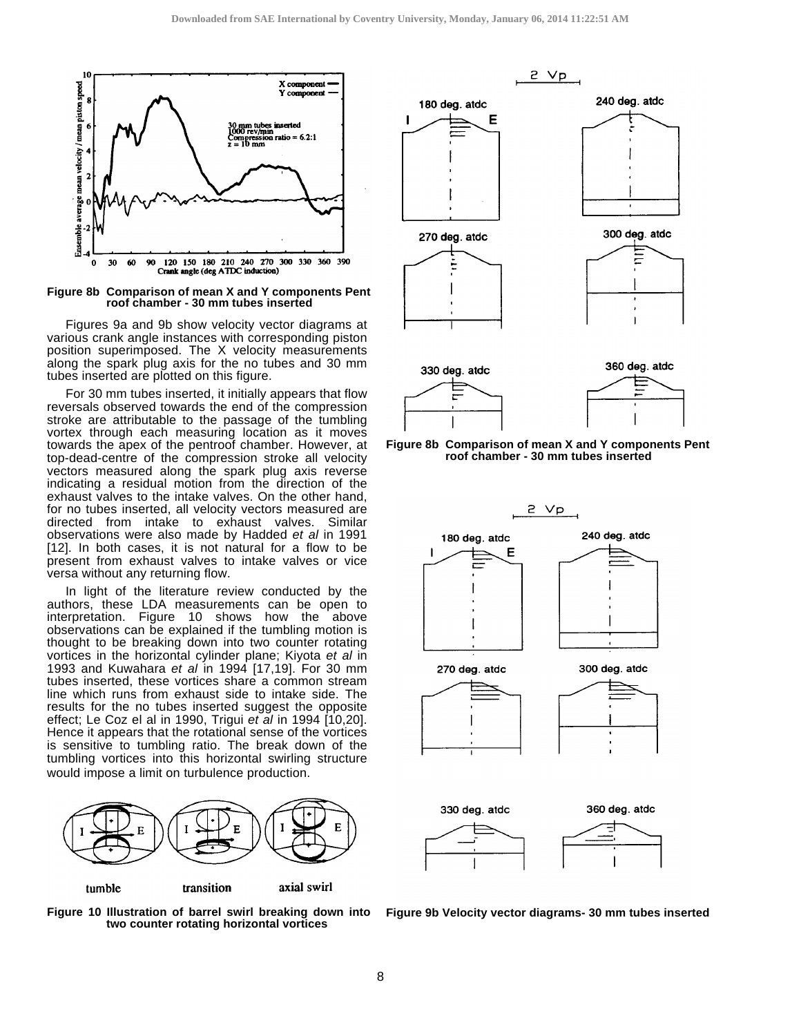Figure 8b Comparison of mean X and Y components Pent roof chamber - 30 mm tubes inserted

Figures 9a and 9b show velocity vector diagrams at various crank angle instances with corresponding piston position superimposed. The X velocity measurements along the spark plug axis for the no tubes and 30 mm tubes inserted are plotted on this figure.

For 30 mm tubes inserted, it initially appears that flow reversals observed towards the end of the compression stroke are attributable to the passage of the tumbling vortex through each measuring location as it moves towards the apex of the pentroof chamber. However, at top-dead-centre of the compression stroke all velocity vectors measured along the spark plug axis reverse indicating a residual motion from the direction of the exhaust valves to the intake valves. On the other hand, for no tubes inserted, all velocity vectors measured are directed from intake to exhaust valves. Similar observations were also made by Hadded *et al* in 1991 [12]. In both cases, it is not natural for a flow to be present from exhaust valves to intake valves or vice versa without any returning flow.

In light of the literature review conducted by the authors, these LDA measurements can be open to interpretation. Figure 10 shows how the above observations can be explained if the tumbling motion is thought to be breaking down into two counter rotating vortices in the horizontal cylinder plane; Kiyota *et al* in 1993 and Kuwahara *et al* in 1994 [17,19]. For 30 mm tubes inserted, these vortices share a common stream line which runs from exhaust side to intake side. The results for the no tubes inserted suggest the opposite effect; Le Coz el al in 1990, Trigui *et al* in 1994 [10,20]. Hence it appears that the rotational sense of the vortices is sensitive to tumbling ratio. The break down of the tumbling vortices into this horizontal swirling structure would impose a limit on turbulence production.

Figure 10 Illustration of barrel swirl breaking down into two counter rotating horizontal vortices

Figure 8b Comparison of mean X and Y components Pent roof chamber - 30 mm tubes inserted

Figure 9b Velocity vector diagrams- 30 mm tubes inserted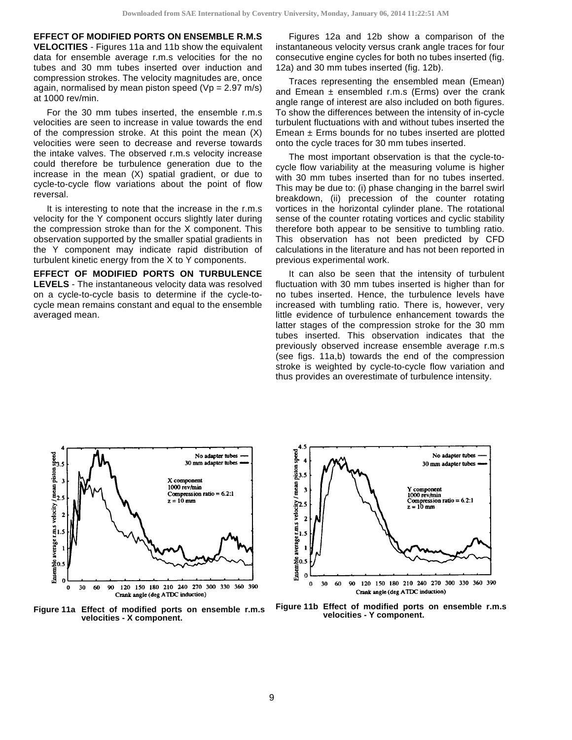**EFFECT OF MODIFIED PORTS ON ENSEMBLE R.M.S VELOCITIES** - Figures 11a and 11b show the equivalent data for ensemble average r.m.s velocities for the no tubes and 30 mm tubes inserted over induction and compression strokes. The velocity magnitudes are, once again, normalised by mean piston speed (Vp = 2.97 m/s) at 1000 rev/min.

For the 30 mm tubes inserted, the ensemble r.m.s velocities are seen to increase in value towards the end of the compression stroke. At this point the mean (X) velocities were seen to decrease and reverse towards the intake valves. The observed r.m.s velocity increase could therefore be turbulence generation due to the increase in the mean (X) spatial gradient, or due to cycle-to-cycle flow variations about the point of flow reversal.

It is interesting to note that the increase in the r.m.s velocity for the Y component occurs slightly later during the compression stroke than for the X component. This observation supported by the smaller spatial gradients in the Y component may indicate rapid distribution of turbulent kinetic energy from the X to Y components.

**EFFECT OF MODIFIED PORTS ON TURBULENCE LEVELS** - The instantaneous velocity data was resolved on a cycle-to-cycle basis to determine if the cycle-to-cycle mean remains constant and equal to the ensemble averaged mean.

Figures 12a and 12b show a comparison of the instantaneous velocity versus crank angle traces for four consecutive engine cycles for both no tubes inserted (fig. 12a) and 30 mm tubes inserted (fig. 12b).

Traces representing the ensembled mean (Emean) and Emean ± ensembled r.m.s (Erms) over the crank angle range of interest are also included on both figures. To show the differences between the intensity of in-cycle turbulent fluctuations with and without tubes inserted the Emean ± Erms bounds for no tubes inserted are plotted onto the cycle traces for 30 mm tubes inserted.

The most important observation is that the cycle-to-cycle flow variability at the measuring volume is higher with 30 mm tubes inserted than for no tubes inserted. This may be due to: (i) phase changing in the barrel swirl breakdown, (ii) precession of the counter rotating vortices in the horizontal cylinder plane. The rotational sense of the counter rotating vortices and cyclic stability therefore both appear to be sensitive to tumbling ratio. This observation has not been predicted by CFD calculations in the literature and has not been reported in previous experimental work.

It can also be seen that the intensity of turbulent fluctuation with 30 mm tubes inserted is higher than for no tubes inserted. Hence, the turbulence levels have increased with tumbling ratio. There is, however, very little evidence of turbulence enhancement towards the latter stages of the compression stroke for the 30 mm tubes inserted. This observation indicates that the previously observed increase ensemble average r.m.s (see figs. 11a,b) towards the end of the compression stroke is weighted by cycle-to-cycle flow variation and thus provides an overestimate of turbulence intensity.

**Figure 11a** Effect of modified ports on ensemble r.m.s velocities - X component.

**Figure 11b** Effect of modified ports on ensemble r.m.s velocities - Y component.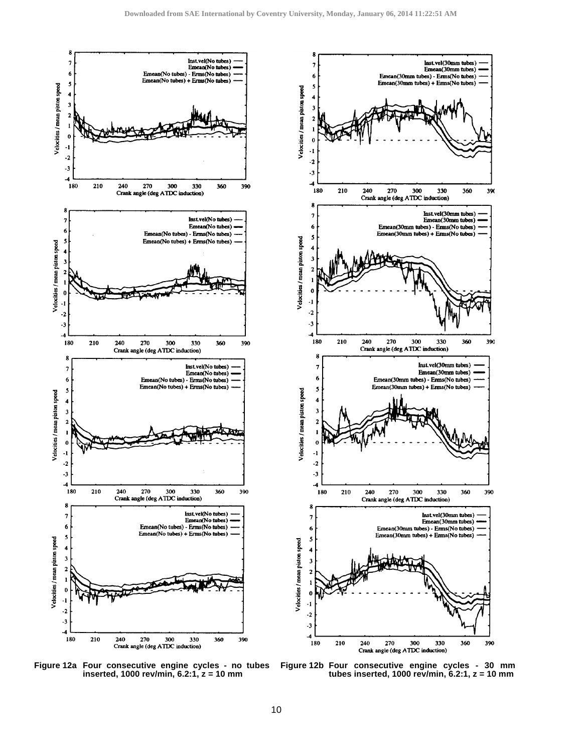**Figure 12a** Four consecutive engine cycles - no tubes inserted, 1000 rev/min, 6.2:1, z = 10 mm

**Figure 12b** Four consecutive engine cycles - 30 mm tubes inserted, 1000 rev/min, 6.2:1, z = 10 mm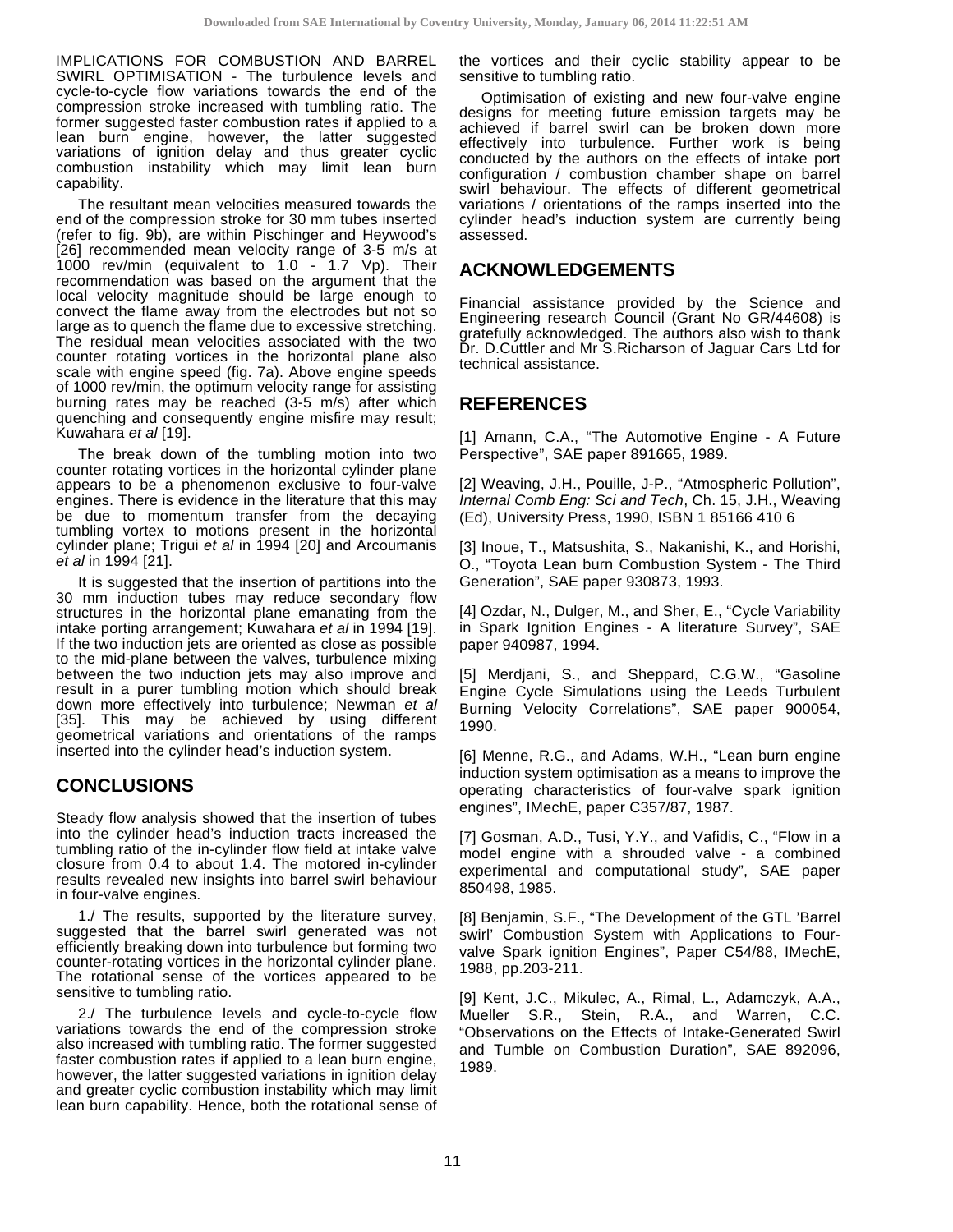IMPLICATIONS FOR COMBUSTION AND BARREL SWIRL OPTIMISATION - The turbulence levels and cycle-to-cycle flow variations towards the end of the compression stroke increased with tumbling ratio. The former suggested faster combustion rates if applied to a lean burn engine, however, the latter suggested variations of ignition delay and thus greater cyclic combustion instability which may limit lean burn capability.

The resultant mean velocities measured towards the end of the compression stroke for 30 mm tubes inserted (refer to fig. 9b), are within Pischinger and Heywood's [26] recommended mean velocity range of 3-5 m/s at 1000 rev/min (equivalent to 1.0 - 1.7 Vp). Their recommendation was based on the argument that the local velocity magnitude should be large enough to convect the flame away from the electrodes but not so large as to quench the flame due to excessive stretching. The residual mean velocities associated with the two counter rotating vortices in the horizontal plane also scale with engine speed (fig. 7a). Above engine speeds of 1000 rev/min, the optimum velocity range for assisting burning rates may be reached (3-5 m/s) after which quenching and consequently engine misfire may result; Kuwahara *et al* [19].

The break down of the tumbling motion into two counter rotating vortices in the horizontal cylinder plane appears to be a phenomenon exclusive to four-valve engines. There is evidence in the literature that this may be due to momentum transfer from the decaying tumbling vortex to motions present in the horizontal cylinder plane; Trigui *et al* in 1994 [20] and Arcoumanis *et al* in 1994 [21].

It is suggested that the insertion of partitions into the 30 mm induction tubes may reduce secondary flow structures in the horizontal plane emanating from the intake porting arrangement; Kuwahara *et al* in 1994 [19]. If the two induction jets are oriented as close as possible to the mid-plane between the valves, turbulence mixing between the two induction jets may also improve and result in a purer tumbling motion which should break down more effectively into turbulence; Newman *et al* [35]. This may be achieved by using different geometrical variations and orientations of the ramps inserted into the cylinder head's induction system.

## CONCLUSIONS

Steady flow analysis showed that the insertion of tubes into the cylinder head's induction tracts increased the tumbling ratio of the in-cylinder flow field at intake valve closure from 0.4 to about 1.4. The motored in-cylinder results revealed new insights into barrel swirl behaviour in four-valve engines.

1./ The results, supported by the literature survey, suggested that the barrel swirl generated was not efficiently breaking down into turbulence but forming two counter-rotating vortices in the horizontal cylinder plane. The rotational sense of the vortices appeared to be sensitive to tumbling ratio.

2./ The turbulence levels and cycle-to-cycle flow variations towards the end of the compression stroke also increased with tumbling ratio. The former suggested faster combustion rates if applied to a lean burn engine, however, the latter suggested variations in ignition delay and greater cyclic combustion instability which may limit lean burn capability. Hence, both the rotational sense of the vortices and their cyclic stability appear to be sensitive to tumbling ratio.

Optimisation of existing and new four-valve engine designs for meeting future emission targets may be achieved if barrel swirl can be broken down more effectively into turbulence. Further work is being conducted by the authors on the effects of intake port configuration / combustion chamber shape on barrel swirl behaviour. The effects of different geometrical variations / orientations of the ramps inserted into the cylinder head's induction system are currently being assessed.

## ACKNOWLEDGEMENTS

Financial assistance provided by the Science and Engineering research Council (Grant No GR/44608) is gratefully acknowledged. The authors also wish to thank Dr. D.Cuttler and Mr S.Richarson of Jaguar Cars Ltd for technical assistance.

## REFERENCES

[1] Amann, C.A., "The Automotive Engine - A Future Perspective", SAE paper 891665, 1989.

[2] Weaving, J.H., Pouille, J-P., "Atmospheric Pollution", *Internal Comb Eng: Sci and Tech*, Ch. 15, J.H., Weaving (Ed), University Press, 1990, ISBN 1 85166 410 6

[3] Inoue, T., Matsushita, S., Nakanishi, K., and Horishi, O., "Toyota Lean burn Combustion System - The Third Generation", SAE paper 930873, 1993.

[4] Ozdar, N., Dulger, M., and Sher, E., "Cycle Variability in Spark Ignition Engines - A literature Survey", SAE paper 940987, 1994.

[5] Merdjani, S., and Sheppard, C.G.W., "Gasoline Engine Cycle Simulations using the Leeds Turbulent Burning Velocity Correlations", SAE paper 900054, 1990.

[6] Menne, R.G., and Adams, W.H., "Lean burn engine induction system optimisation as a means to improve the operating characteristics of four-valve spark ignition engines", IMechE, paper C357/87, 1987.

[7] Gosman, A.D., Tusi, Y.Y., and Vafidis, C., "Flow in a model engine with a shrouded valve - a combined experimental and computational study", SAE paper 850498, 1985.

[8] Benjamin, S.F., "The Development of the GTL 'Barrel swirl' Combustion System with Applications to Four-valve Spark ignition Engines", Paper C54/88, IMechE, 1988, pp.203-211.

[9] Kent, J.C., Mikulec, A., Rimal, L., Adamczyk, A.A., Mueller S.R., Stein, R.A., and Warren, C.C. "Observations on the Effects of Intake-Generated Swirl and Tumble on Combustion Duration", SAE 892096, 1989.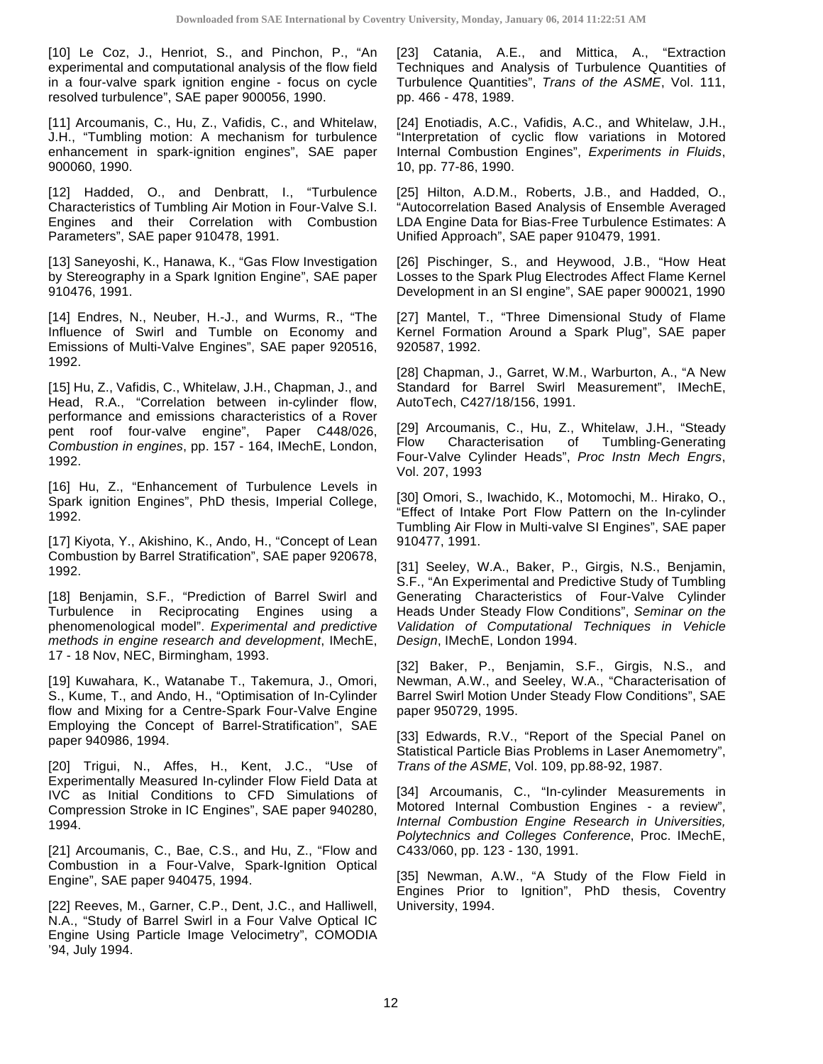[10] Le Coz, J., Henriot, S., and Pinchon, P., "An experimental and computational analysis of the flow field in a four-valve spark ignition engine - focus on cycle resolved turbulence", SAE paper 900056, 1990.

[11] Arcoumanis, C., Hu, Z., Vafidis, C., and Whitelaw, J.H., "Tumbling motion: A mechanism for turbulence enhancement in spark-ignition engines", SAE paper 900060, 1990.

[12] Hadded, O., and Denbratt, I., "Turbulence Characteristics of Tumbling Air Motion in Four-Valve S.I. Engines and their Correlation with Combustion Parameters", SAE paper 910478, 1991.

[13] Saneyoshi, K., Hanawa, K., "Gas Flow Investigation by Stereography in a Spark Ignition Engine", SAE paper 910476, 1991.

[14] Endres, N., Neuber, H.-J., and Wurms, R., "The Influence of Swirl and Tumble on Economy and Emissions of Multi-Valve Engines", SAE paper 920516, 1992.

[15] Hu, Z., Vafidis, C., Whitelaw, J.H., Chapman, J., and Head, R.A., "Correlation between in-cylinder flow, performance and emissions characteristics of a Rover pent roof four-valve engine", Paper C448/026, *Combustion in engines*, pp. 157 - 164, IMechE, London, 1992.

[16] Hu, Z., "Enhancement of Turbulence Levels in Spark ignition Engines", PhD thesis, Imperial College, 1992.

[17] Kiyota, Y., Akishino, K., Ando, H., "Concept of Lean Combustion by Barrel Stratification", SAE paper 920678, 1992.

[18] Benjamin, S.F., "Prediction of Barrel Swirl and Turbulence in Reciprocating Engines using a phenomenological model". *Experimental and predictive methods in engine research and development*, IMechE, 17 - 18 Nov, NEC, Birmingham, 1993.

[19] Kuwahara, K., Watanabe T., Takemura, J., Omori, S., Kume, T., and Ando, H., "Optimisation of In-Cylinder flow and Mixing for a Centre-Spark Four-Valve Engine Employing the Concept of Barrel-Stratification", SAE paper 940986, 1994.

[20] Trigui, N., Affes, H., Kent, J.C., "Use of Experimentally Measured In-cylinder Flow Field Data at IVC as Initial Conditions to CFD Simulations of Compression Stroke in IC Engines", SAE paper 940280, 1994.

[21] Arcoumanis, C., Bae, C.S., and Hu, Z., "Flow and Combustion in a Four-Valve, Spark-Ignition Optical Engine", SAE paper 940475, 1994.

[22] Reeves, M., Garner, C.P., Dent, J.C., and Halliwell, N.A., "Study of Barrel Swirl in a Four Valve Optical IC Engine Using Particle Image Velocimetry", COMODIA '94, July 1994.

[23] Catania, A.E., and Mittica, A., "Extraction Techniques and Analysis of Turbulence Quantities of Turbulence Quantities", *Trans of the ASME*, Vol. 111, pp. 466 - 478, 1989.

[24] Enotiadis, A.C., Vafidis, A.C., and Whitelaw, J.H., "Interpretation of cyclic flow variations in Motored Internal Combustion Engines", *Experiments in Fluids*, 10, pp. 77-86, 1990.

[25] Hilton, A.D.M., Roberts, J.B., and Hadded, O., "Autocorrelation Based Analysis of Ensemble Averaged LDA Engine Data for Bias-Free Turbulence Estimates: A Unified Approach", SAE paper 910479, 1991.

[26] Pischinger, S., and Heywood, J.B., "How Heat Losses to the Spark Plug Electrodes Affect Flame Kernel Development in an SI engine", SAE paper 900021, 1990

[27] Mantel, T., "Three Dimensional Study of Flame Kernel Formation Around a Spark Plug", SAE paper 920587, 1992.

[28] Chapman, J., Garret, W.M., Warburton, A., "A New Standard for Barrel Swirl Measurement", IMechE, AutoTech, C427/18/156, 1991.

[29] Arcoumanis, C., Hu, Z., Whitelaw, J.H., "Steady Flow Characterisation of Tumbling-Generating Four-Valve Cylinder Heads", *Proc Instn Mech Engrs*, Vol. 207, 1993

[30] Omori, S., Iwachido, K., Motomochi, M.. Hirako, O., "Effect of Intake Port Flow Pattern on the In-cylinder Tumbling Air Flow in Multi-valve SI Engines", SAE paper 910477, 1991.

[31] Seeley, W.A., Baker, P., Girgis, N.S., Benjamin, S.F., "An Experimental and Predictive Study of Tumbling Generating Characteristics of Four-Valve Cylinder Heads Under Steady Flow Conditions", *Seminar on the Validation of Computational Techniques in Vehicle Design*, IMechE, London 1994.

[32] Baker, P., Benjamin, S.F., Girgis, N.S., and Newman, A.W., and Seeley, W.A., "Characterisation of Barrel Swirl Motion Under Steady Flow Conditions", SAE paper 950729, 1995.

[33] Edwards, R.V., "Report of the Special Panel on Statistical Particle Bias Problems in Laser Anemometry", *Trans of the ASME*, Vol. 109, pp.88-92, 1987.

[34] Arcoumanis, C., "In-cylinder Measurements in Motored Internal Combustion Engines - a review", *Internal Combustion Engine Research in Universities, Polytechnics and Colleges Conference*, Proc. IMechE, C433/060, pp. 123 - 130, 1991.

[35] Newman, A.W., "A Study of the Flow Field in Engines Prior to Ignition", PhD thesis, Coventry University, 1994.